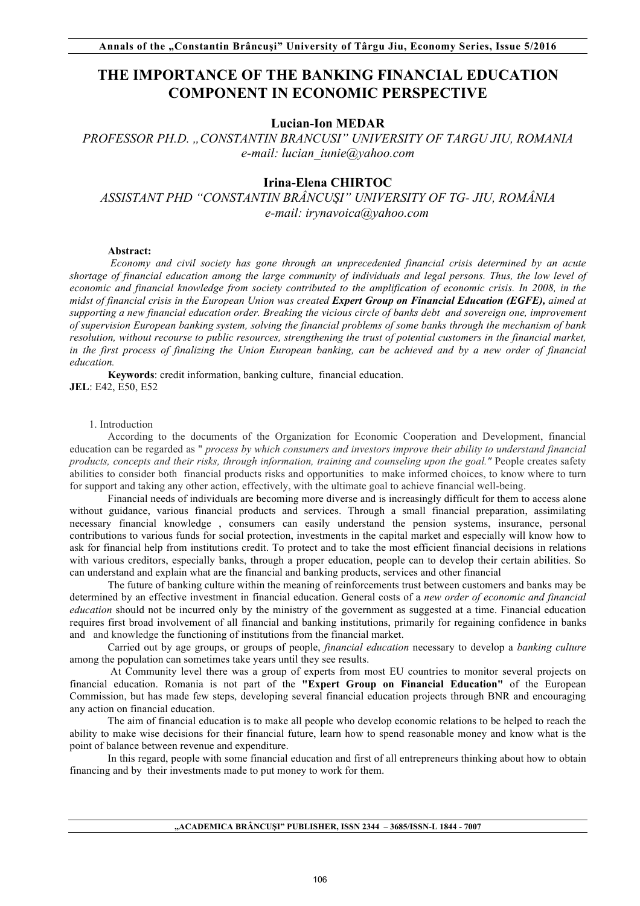# THE IMPORTANCE OF THE BANKING FINANCIAL EDUCATION COMPONENT IN ECONOMIC PERSPECTIVE

**Lucian-Ion MEDAR**

*PROFESSOR PH.D. „CONSTANTIN BRANCUSI" UNIVERSITY OF TARGU JIU, ROMANIA*
*e-mail: lucian_iunie@yahoo.com*

**Irina-Elena CHIRTOC**

*ASSISTANT PHD "CONSTANTIN BRÂNCUŞI" UNIVERSITY OF TG- JIU, ROMÂNIA*
*e-mail: irynavoica@yahoo.com*

**Abstract:**

*Economy and civil society has gone through an unprecedented financial crisis determined by an acute shortage of financial education among the large community of individuals and legal persons. Thus, the low level of economic and financial knowledge from society contributed to the amplification of economic crisis. In 2008, in the midst of financial crisis in the European Union was created **Expert Group on Financial Education (EGFE),** aimed at supporting a new financial education order. Breaking the vicious circle of banks debt and sovereign one, improvement of supervision European banking system, solving the financial problems of some banks through the mechanism of bank resolution, without recourse to public resources, strengthening the trust of potential customers in the financial market, in the first process of finalizing the Union European banking, can be achieved and by a new order of financial education.*

**Keywords**: credit information, banking culture, financial education.
**JEL**: E42, E50, E52

1. Introduction

According to the documents of the Organization for Economic Cooperation and Development, financial education can be regarded as " *process by which consumers and investors improve their ability to understand financial products, concepts and their risks, through information, training and counseling upon the goal."* People creates safety abilities to consider both financial products risks and opportunities to make informed choices, to know where to turn for support and taking any other action, effectively, with the ultimate goal to achieve financial well-being.

Financial needs of individuals are becoming more diverse and is increasingly difficult for them to access alone without guidance, various financial products and services. Through a small financial preparation, assimilating necessary financial knowledge , consumers can easily understand the pension systems, insurance, personal contributions to various funds for social protection, investments in the capital market and especially will know how to ask for financial help from institutions credit. To protect and to take the most efficient financial decisions in relations with various creditors, especially banks, through a proper education, people can to develop their certain abilities. So can understand and explain what are the financial and banking products, services and other financial

The future of banking culture within the meaning of reinforcements trust between customers and banks may be determined by an effective investment in financial education. General costs of a *new order of economic and financial education* should not be incurred only by the ministry of the government as suggested at a time. Financial education requires first broad involvement of all financial and banking institutions, primarily for regaining confidence in banks and and knowledge the functioning of institutions from the financial market.

Carried out by age groups, or groups of people, *financial education* necessary to develop a *banking culture* among the population can sometimes take years until they see results.

At Community level there was a group of experts from most EU countries to monitor several projects on financial education. Romania is not part of the **"Expert Group on Financial Education"** of the European Commission, but has made few steps, developing several financial education projects through BNR and encouraging any action on financial education.

The aim of financial education is to make all people who develop economic relations to be helped to reach the ability to make wise decisions for their financial future, learn how to spend reasonable money and know what is the point of balance between revenue and expenditure.

In this regard, people with some financial education and first of all entrepreneurs thinking about how to obtain financing and by their investments made to put money to work for them.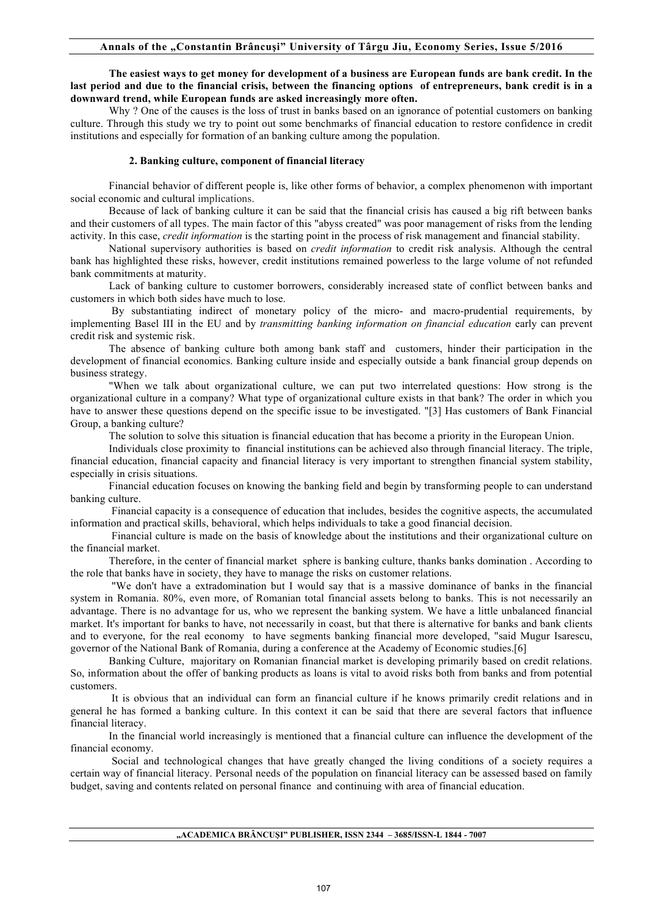**The easiest ways to get money for development of a business are European funds are bank credit. In the last period and due to the financial crisis, between the financing options of entrepreneurs, bank credit is in a downward trend, while European funds are asked increasingly more often.**

Why ? One of the causes is the loss of trust in banks based on an ignorance of potential customers on banking culture. Through this study we try to point out some benchmarks of financial education to restore confidence in credit institutions and especially for formation of an banking culture among the population.

## 2. Banking culture, component of financial literacy

Financial behavior of different people is, like other forms of behavior, a complex phenomenon with important social economic and cultural implications.

Because of lack of banking culture it can be said that the financial crisis has caused a big rift between banks and their customers of all types. The main factor of this "abyss created" was poor management of risks from the lending activity. In this case, *credit information* is the starting point in the process of risk management and financial stability.

National supervisory authorities is based on *credit information* to credit risk analysis. Although the central bank has highlighted these risks, however, credit institutions remained powerless to the large volume of not refunded bank commitments at maturity.

Lack of banking culture to customer borrowers, considerably increased state of conflict between banks and customers in which both sides have much to lose.

By substantiating indirect of monetary policy of the micro- and macro-prudential requirements, by implementing Basel III in the EU and by *transmitting banking information on financial education* early can prevent credit risk and systemic risk.

The absence of banking culture both among bank staff and customers, hinder their participation in the development of financial economics. Banking culture inside and especially outside a bank financial group depends on business strategy.

"When we talk about organizational culture, we can put two interrelated questions: How strong is the organizational culture in a company? What type of organizational culture exists in that bank? The order in which you have to answer these questions depend on the specific issue to be investigated. "[3] Has customers of Bank Financial Group, a banking culture?

The solution to solve this situation is financial education that has become a priority in the European Union.

Individuals close proximity to financial institutions can be achieved also through financial literacy. The triple, financial education, financial capacity and financial literacy is very important to strengthen financial system stability, especially in crisis situations.

Financial education focuses on knowing the banking field and begin by transforming people to can understand banking culture.

Financial capacity is a consequence of education that includes, besides the cognitive aspects, the accumulated information and practical skills, behavioral, which helps individuals to take a good financial decision.

Financial culture is made on the basis of knowledge about the institutions and their organizational culture on the financial market.

Therefore, in the center of financial market sphere is banking culture, thanks banks domination . According to the role that banks have in society, they have to manage the risks on customer relations.

"We don't have a extradomination but I would say that is a massive dominance of banks in the financial system in Romania. 80%, even more, of Romanian total financial assets belong to banks. This is not necessarily an advantage. There is no advantage for us, who we represent the banking system. We have a little unbalanced financial market. It's important for banks to have, not necessarily in coast, but that there is alternative for banks and bank clients and to everyone, for the real economy to have segments banking financial more developed, "said Mugur Isarescu, governor of the National Bank of Romania, during a conference at the Academy of Economic studies.[6]

Banking Culture, majoritary on Romanian financial market is developing primarily based on credit relations. So, information about the offer of banking products as loans is vital to avoid risks both from banks and from potential customers.

It is obvious that an individual can form an financial culture if he knows primarily credit relations and in general he has formed a banking culture. In this context it can be said that there are several factors that influence financial literacy.

In the financial world increasingly is mentioned that a financial culture can influence the development of the financial economy.

Social and technological changes that have greatly changed the living conditions of a society requires a certain way of financial literacy. Personal needs of the population on financial literacy can be assessed based on family budget, saving and contents related on personal finance and continuing with area of financial education.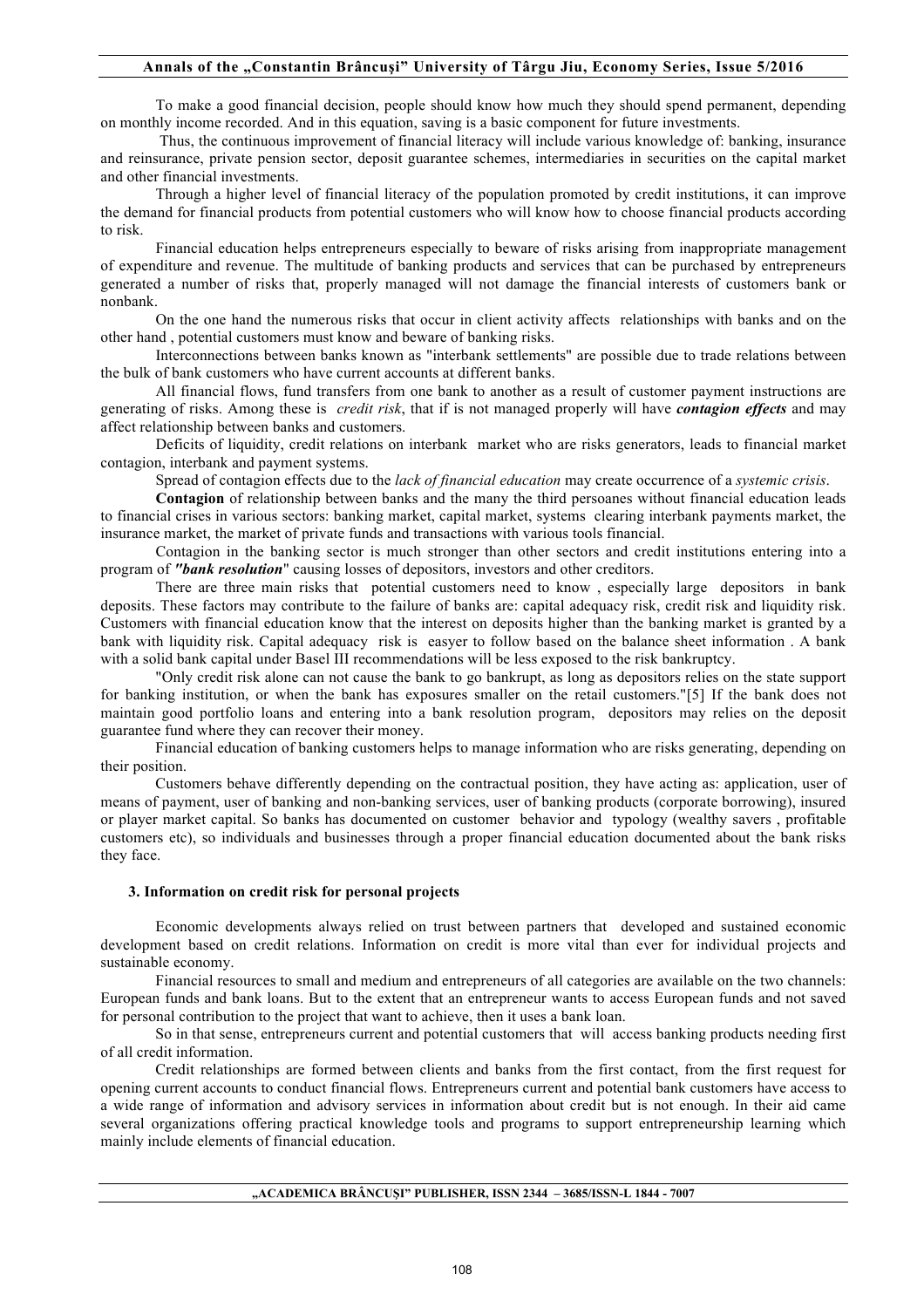To make a good financial decision, people should know how much they should spend permanent, depending on monthly income recorded. And in this equation, saving is a basic component for future investments.

Thus, the continuous improvement of financial literacy will include various knowledge of: banking, insurance and reinsurance, private pension sector, deposit guarantee schemes, intermediaries in securities on the capital market and other financial investments.

Through a higher level of financial literacy of the population promoted by credit institutions, it can improve the demand for financial products from potential customers who will know how to choose financial products according to risk.

Financial education helps entrepreneurs especially to beware of risks arising from inappropriate management of expenditure and revenue. The multitude of banking products and services that can be purchased by entrepreneurs generated a number of risks that, properly managed will not damage the financial interests of customers bank or nonbank.

On the one hand the numerous risks that occur in client activity affects relationships with banks and on the other hand , potential customers must know and beware of banking risks.

Interconnections between banks known as "interbank settlements" are possible due to trade relations between the bulk of bank customers who have current accounts at different banks.

All financial flows, fund transfers from one bank to another as a result of customer payment instructions are generating of risks. Among these is *credit risk*, that if is not managed properly will have ***contagion effects*** and may affect relationship between banks and customers.

Deficits of liquidity, credit relations on interbank market who are risks generators, leads to financial market contagion, interbank and payment systems.

Spread of contagion effects due to the *lack of financial education* may create occurrence of a *systemic crisis*.

**Contagion** of relationship between banks and the many the third persoanes without financial education leads to financial crises in various sectors: banking market, capital market, systems clearing interbank payments market, the insurance market, the market of private funds and transactions with various tools financial.

Contagion in the banking sector is much stronger than other sectors and credit institutions entering into a program of ***"bank resolution***" causing losses of depositors, investors and other creditors.

There are three main risks that potential customers need to know , especially large depositors in bank deposits. These factors may contribute to the failure of banks are: capital adequacy risk, credit risk and liquidity risk. Customers with financial education know that the interest on deposits higher than the banking market is granted by a bank with liquidity risk. Capital adequacy risk is easyer to follow based on the balance sheet information . A bank with a solid bank capital under Basel III recommendations will be less exposed to the risk bankruptcy.

"Only credit risk alone can not cause the bank to go bankrupt, as long as depositors relies on the state support for banking institution, or when the bank has exposures smaller on the retail customers."[5] If the bank does not maintain good portfolio loans and entering into a bank resolution program, depositors may relies on the deposit guarantee fund where they can recover their money.

Financial education of banking customers helps to manage information who are risks generating, depending on their position.

Customers behave differently depending on the contractual position, they have acting as: application, user of means of payment, user of banking and non-banking services, user of banking products (corporate borrowing), insured or player market capital. So banks has documented on customer behavior and typology (wealthy savers , profitable customers etc), so individuals and businesses through a proper financial education documented about the bank risks they face.

## 3. Information on credit risk for personal projects

Economic developments always relied on trust between partners that developed and sustained economic development based on credit relations. Information on credit is more vital than ever for individual projects and sustainable economy.

Financial resources to small and medium and entrepreneurs of all categories are available on the two channels: European funds and bank loans. But to the extent that an entrepreneur wants to access European funds and not saved for personal contribution to the project that want to achieve, then it uses a bank loan.

So in that sense, entrepreneurs current and potential customers that will access banking products needing first of all credit information.

Credit relationships are formed between clients and banks from the first contact, from the first request for opening current accounts to conduct financial flows. Entrepreneurs current and potential bank customers have access to a wide range of information and advisory services in information about credit but is not enough. In their aid came several organizations offering practical knowledge tools and programs to support entrepreneurship learning which mainly include elements of financial education.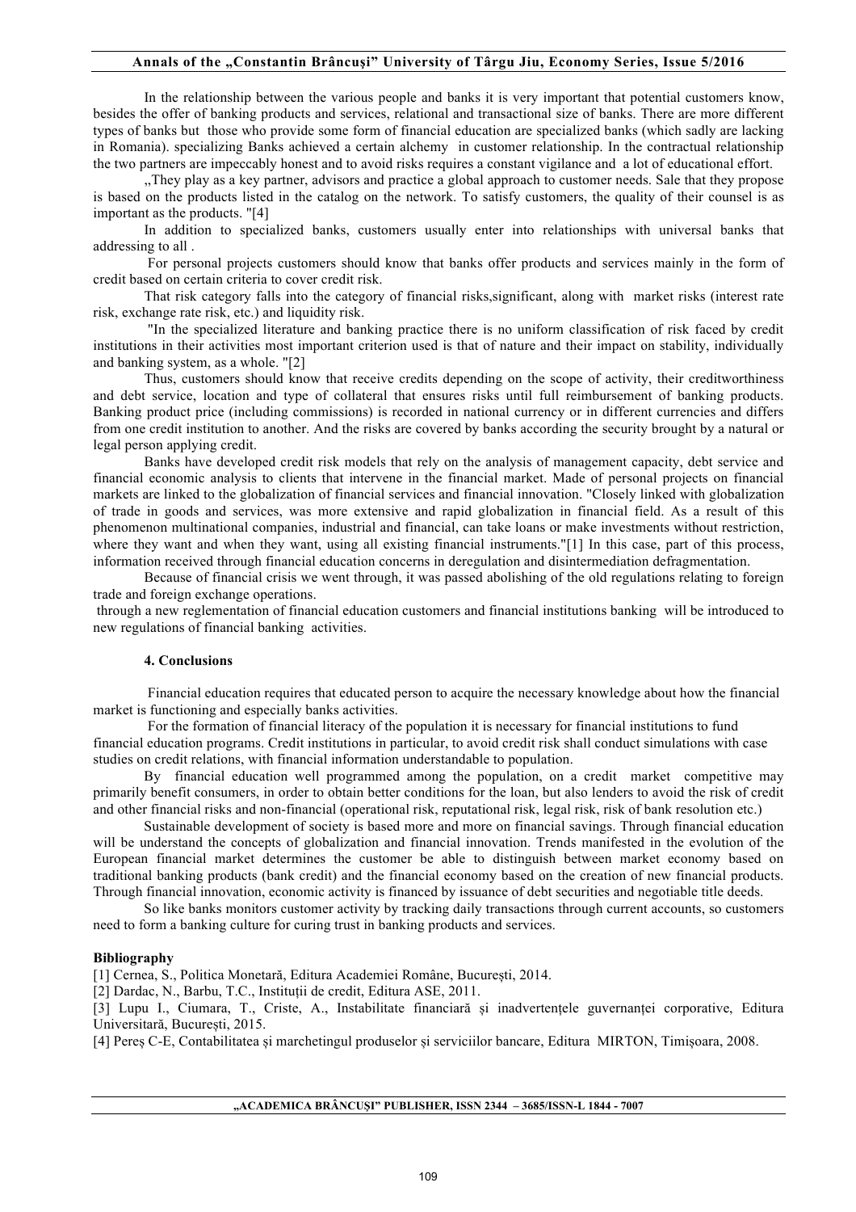In the relationship between the various people and banks it is very important that potential customers know, besides the offer of banking products and services, relational and transactional size of banks. There are more different types of banks but those who provide some form of financial education are specialized banks (which sadly are lacking in Romania). specializing Banks achieved a certain alchemy in customer relationship. In the contractual relationship the two partners are impeccably honest and to avoid risks requires a constant vigilance and a lot of educational effort.

„They play as a key partner, advisors and practice a global approach to customer needs. Sale that they propose is based on the products listed in the catalog on the network. To satisfy customers, the quality of their counsel is as important as the products. "[4]

In addition to specialized banks, customers usually enter into relationships with universal banks that addressing to all .

For personal projects customers should know that banks offer products and services mainly in the form of credit based on certain criteria to cover credit risk.

That risk category falls into the category of financial risks,significant, along with market risks (interest rate risk, exchange rate risk, etc.) and liquidity risk.

"In the specialized literature and banking practice there is no uniform classification of risk faced by credit institutions in their activities most important criterion used is that of nature and their impact on stability, individually and banking system, as a whole. "[2]

Thus, customers should know that receive credits depending on the scope of activity, their creditworthiness and debt service, location and type of collateral that ensures risks until full reimbursement of banking products. Banking product price (including commissions) is recorded in national currency or in different currencies and differs from one credit institution to another. And the risks are covered by banks according the security brought by a natural or legal person applying credit.

Banks have developed credit risk models that rely on the analysis of management capacity, debt service and financial economic analysis to clients that intervene in the financial market. Made of personal projects on financial markets are linked to the globalization of financial services and financial innovation. "Closely linked with globalization of trade in goods and services, was more extensive and rapid globalization in financial field. As a result of this phenomenon multinational companies, industrial and financial, can take loans or make investments without restriction, where they want and when they want, using all existing financial instruments."[1] In this case, part of this process, information received through financial education concerns in deregulation and disintermediation defragmentation.

Because of financial crisis we went through, it was passed abolishing of the old regulations relating to foreign trade and foreign exchange operations.

through a new reglementation of financial education customers and financial institutions banking will be introduced to new regulations of financial banking activities.

## 4. Conclusions

Financial education requires that educated person to acquire the necessary knowledge about how the financial market is functioning and especially banks activities.

For the formation of financial literacy of the population it is necessary for financial institutions to fund financial education programs. Credit institutions in particular, to avoid credit risk shall conduct simulations with case studies on credit relations, with financial information understandable to population.

By financial education well programmed among the population, on a credit market competitive may primarily benefit consumers, in order to obtain better conditions for the loan, but also lenders to avoid the risk of credit and other financial risks and non-financial (operational risk, reputational risk, legal risk, risk of bank resolution etc.)

Sustainable development of society is based more and more on financial savings. Through financial education will be understand the concepts of globalization and financial innovation. Trends manifested in the evolution of the European financial market determines the customer be able to distinguish between market economy based on traditional banking products (bank credit) and the financial economy based on the creation of new financial products. Through financial innovation, economic activity is financed by issuance of debt securities and negotiable title deeds.

So like banks monitors customer activity by tracking daily transactions through current accounts, so customers need to form a banking culture for curing trust in banking products and services.

## Bibliography

[1] Cernea, S., Politica Monetară, Editura Academiei Române, București, 2014.

[2] Dardac, N., Barbu, T.C., Instituții de credit, Editura ASE, 2011.

[3] Lupu I., Ciumara, T., Criste, A., Instabilitate financiară și inadvertențele guvernanței corporative, Editura Universitară, București, 2015.

[4] Pereș C-E, Contabilitatea și marchetingul produselor și serviciilor bancare, Editura MIRTON, Timișoara, 2008.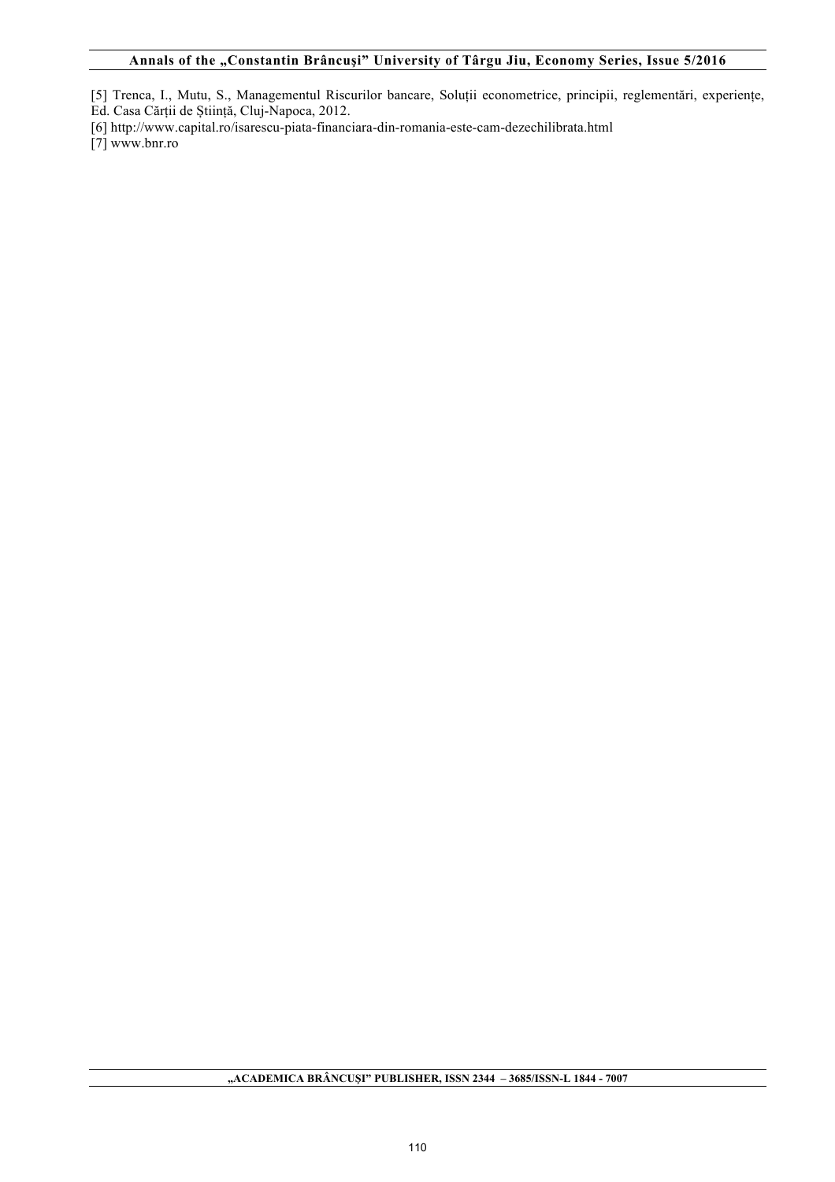[5] Trenca, I., Mutu, S., Managementul Riscurilor bancare, Soluții econometrice, principii, reglementări, experiențe, Ed. Casa Cărții de Știință, Cluj-Napoca, 2012.

[6] http://www.capital.ro/isarescu-piata-financiara-din-romania-este-cam-dezechilibrata.html

[7] www.bnr.ro